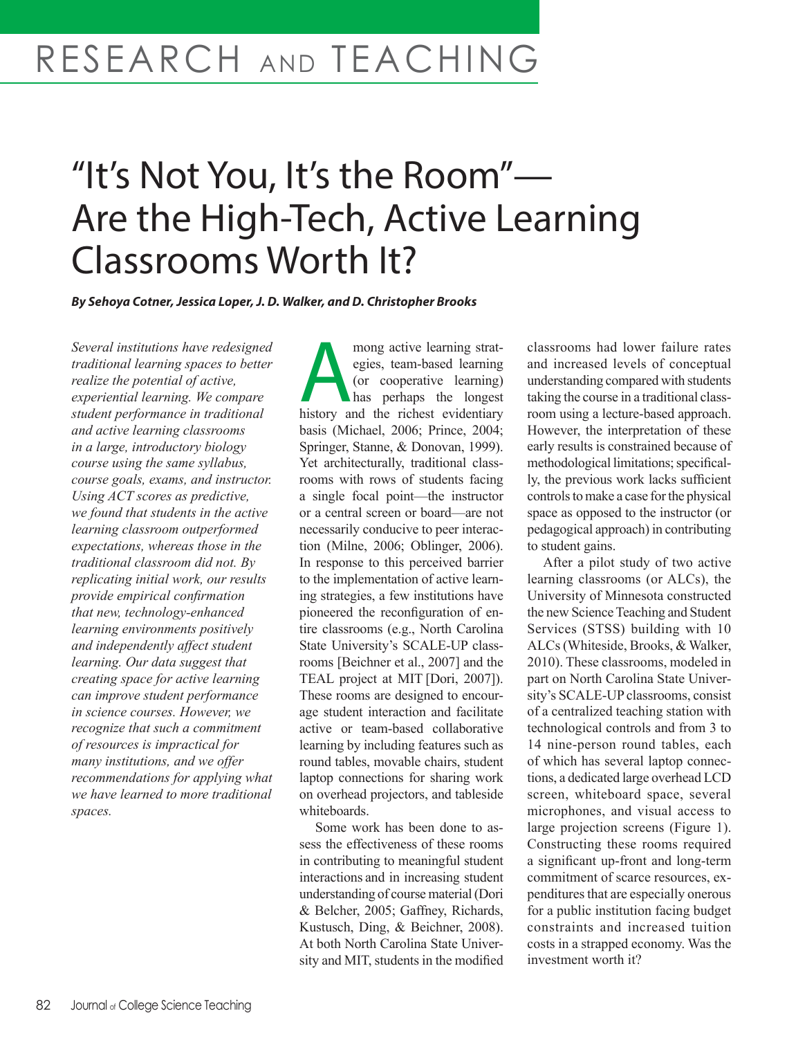# "It's Not You, It's the Room"—Are the High-Tech, Active Learning Classrooms Worth It?

***By Sehoya Cotner, Jessica Loper, J. D. Walker, and D. Christopher Brooks***

*Several institutions have redesigned traditional learning spaces to better realize the potential of active, experiential learning. We compare student performance in traditional and active learning classrooms in a large, introductory biology course using the same syllabus, course goals, exams, and instructor. Using ACT scores as predictive, we found that students in the active learning classroom outperformed expectations, whereas those in the traditional classroom did not. By replicating initial work, our results provide empirical confirmation that new, technology-enhanced learning environments positively and independently affect student learning. Our data suggest that creating space for active learning can improve student performance in science courses. However, we recognize that such a commitment of resources is impractical for many institutions, and we offer recommendations for applying what we have learned to more traditional spaces.*

Among active learning strategies, team-based learning (or cooperative learning) has perhaps the longest history and the richest evidentiary basis (Michael, 2006; Prince, 2004; Springer, Stanne, & Donovan, 1999). Yet architecturally, traditional classrooms with rows of students facing a single focal point—the instructor or a central screen or board—are not necessarily conducive to peer interaction (Milne, 2006; Oblinger, 2006). In response to this perceived barrier to the implementation of active learning strategies, a few institutions have pioneered the reconfiguration of entire classrooms (e.g., North Carolina State University's SCALE-UP classrooms [Beichner et al., 2007] and the TEAL project at MIT [Dori, 2007]). These rooms are designed to encourage student interaction and facilitate active or team-based collaborative learning by including features such as round tables, movable chairs, student laptop connections for sharing work on overhead projectors, and tableside whiteboards.

Some work has been done to assess the effectiveness of these rooms in contributing to meaningful student interactions and in increasing student understanding of course material (Dori & Belcher, 2005; Gaffney, Richards, Kustusch, Ding, & Beichner, 2008). At both North Carolina State University and MIT, students in the modified classrooms had lower failure rates and increased levels of conceptual understanding compared with students taking the course in a traditional classroom using a lecture-based approach. However, the interpretation of these early results is constrained because of methodological limitations; specifically, the previous work lacks sufficient controls to make a case for the physical space as opposed to the instructor (or pedagogical approach) in contributing to student gains.

After a pilot study of two active learning classrooms (or ALCs), the University of Minnesota constructed the new Science Teaching and Student Services (STSS) building with 10 ALCs (Whiteside, Brooks, & Walker, 2010). These classrooms, modeled in part on North Carolina State University's SCALE-UP classrooms, consist of a centralized teaching station with technological controls and from 3 to 14 nine-person round tables, each of which has several laptop connections, a dedicated large overhead LCD screen, whiteboard space, several microphones, and visual access to large projection screens (Figure 1). Constructing these rooms required a significant up-front and long-term commitment of scarce resources, expenditures that are especially onerous for a public institution facing budget constraints and increased tuition costs in a strapped economy. Was the investment worth it?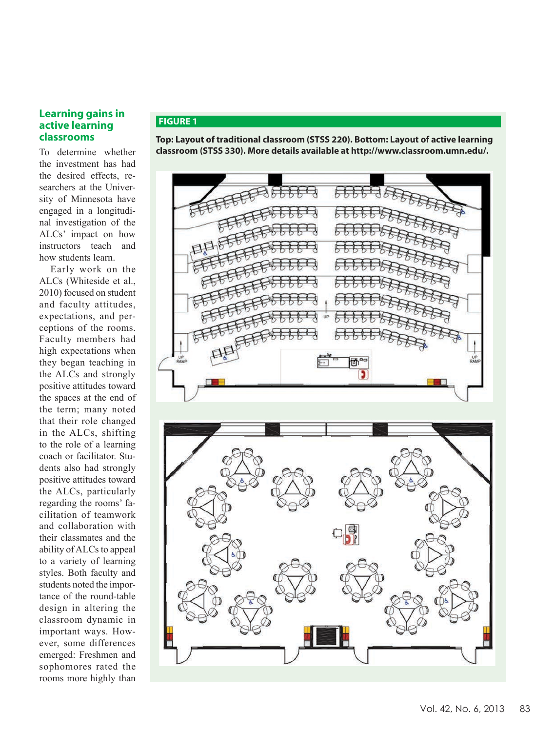## Learning gains in active learning classrooms

To determine whether the investment has had the desired effects, researchers at the University of Minnesota have engaged in a longitudinal investigation of the ALCs' impact on how instructors teach and how students learn.

Early work on the ALCs (Whiteside et al., 2010) focused on student and faculty attitudes, expectations, and perceptions of the rooms. Faculty members had high expectations when they began teaching in the ALCs and strongly positive attitudes toward the spaces at the end of the term; many noted that their role changed in the ALCs, shifting to the role of a learning coach or facilitator. Students also had strongly positive attitudes toward the ALCs, particularly regarding the rooms' facilitation of teamwork and collaboration with their classmates and the ability of ALCs to appeal to a variety of learning styles. Both faculty and students noted the importance of the round-table design in altering the classroom dynamic in important ways. However, some differences emerged: Freshmen and sophomores rated the rooms more highly than

**FIGURE 1**

**Top: Layout of traditional classroom (STSS 220). Bottom: Layout of active learning classroom (STSS 330). More details available at http://www.classroom.umn.edu/.**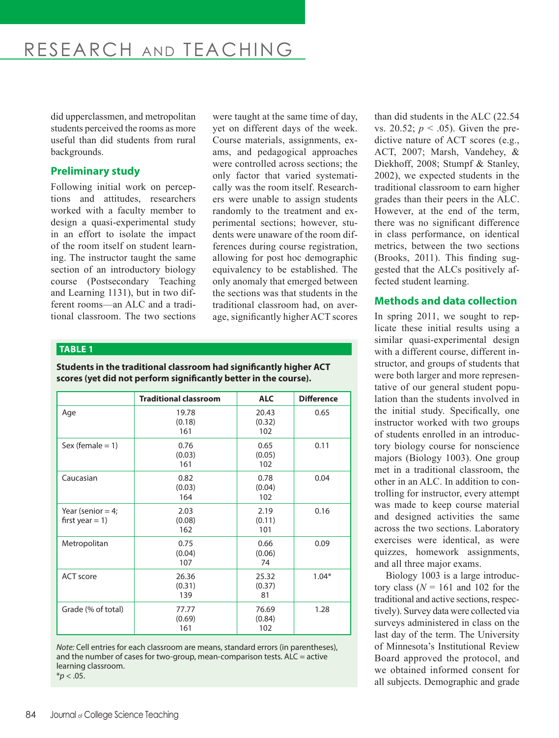did upperclassmen, and metropolitan students perceived the rooms as more useful than did students from rural backgrounds.

## Preliminary study

Following initial work on perceptions and attitudes, researchers worked with a faculty member to design a quasi-experimental study in an effort to isolate the impact of the room itself on student learning. The instructor taught the same section of an introductory biology course (Postsecondary Teaching and Learning 1131), but in two different rooms—an ALC and a traditional classroom. The two sections were taught at the same time of day, yet on different days of the week. Course materials, assignments, exams, and pedagogical approaches were controlled across sections; the only factor that varied systematically was the room itself. Researchers were unable to assign students randomly to the treatment and experimental sections; however, students were unaware of the room differences during course registration, allowing for post hoc demographic equivalency to be established. The only anomaly that emerged between the sections was that students in the traditional classroom had, on average, significantly higher ACT scores than did students in the ALC (22.54 vs. 20.52; $p < .05$). Given the predictive nature of ACT scores (e.g., ACT, 2007; Marsh, Vandehey, & Diekhoff, 2008; Stumpf & Stanley, 2002), we expected students in the traditional classroom to earn higher grades than their peers in the ALC. However, at the end of the term, there was no significant difference in class performance, on identical metrics, between the two sections (Brooks, 2011). This finding suggested that the ALCs positively affected student learning.

**TABLE 1**

**Students in the traditional classroom had significantly higher ACT scores (yet did not perform significantly better in the course).**

| | Traditional classroom | ALC | Difference |
|---|---|---|---|
| Age | 19.78<br>(0.18)<br>161 | 20.43<br>(0.32)<br>102 | 0.65 |
| Sex (female = 1) | 0.76<br>(0.03)<br>161 | 0.65<br>(0.05)<br>102 | 0.11 |
| Caucasian | 0.82<br>(0.03)<br>164 | 0.78<br>(0.04)<br>102 | 0.04 |
| Year (senior = 4; first year = 1) | 2.03<br>(0.08)<br>162 | 2.19<br>(0.11)<br>101 | 0.16 |
| Metropolitan | 0.75<br>(0.04)<br>107 | 0.66<br>(0.06)<br>74 | 0.09 |
| ACT score | 26.36<br>(0.31)<br>139 | 25.32<br>(0.37)<br>81 | 1.04* |
| Grade (% of total) | 77.77<br>(0.69)<br>161 | 76.69<br>(0.84)<br>102 | 1.28 |

*Note:* Cell entries for each classroom are means, standard errors (in parentheses), and the number of cases for two-group, mean-comparison tests. ALC = active learning classroom.
$^*p < .05$.

## Methods and data collection

In spring 2011, we sought to replicate these initial results using a similar quasi-experimental design with a different course, different instructor, and groups of students that were both larger and more representative of our general student population than the students involved in the initial study. Specifically, one instructor worked with two groups of students enrolled in an introductory biology course for nonscience majors (Biology 1003). One group met in a traditional classroom, the other in an ALC. In addition to controlling for instructor, every attempt was made to keep course material and designed activities the same across the two sections. Laboratory exercises were identical, as were quizzes, homework assignments, and all three major exams.

Biology 1003 is a large introductory class ($N$ = 161 and 102 for the traditional and active sections, respectively). Survey data were collected via surveys administered in class on the last day of the term. The University of Minnesota's Institutional Review Board approved the protocol, and we obtained informed consent for all subjects. Demographic and grade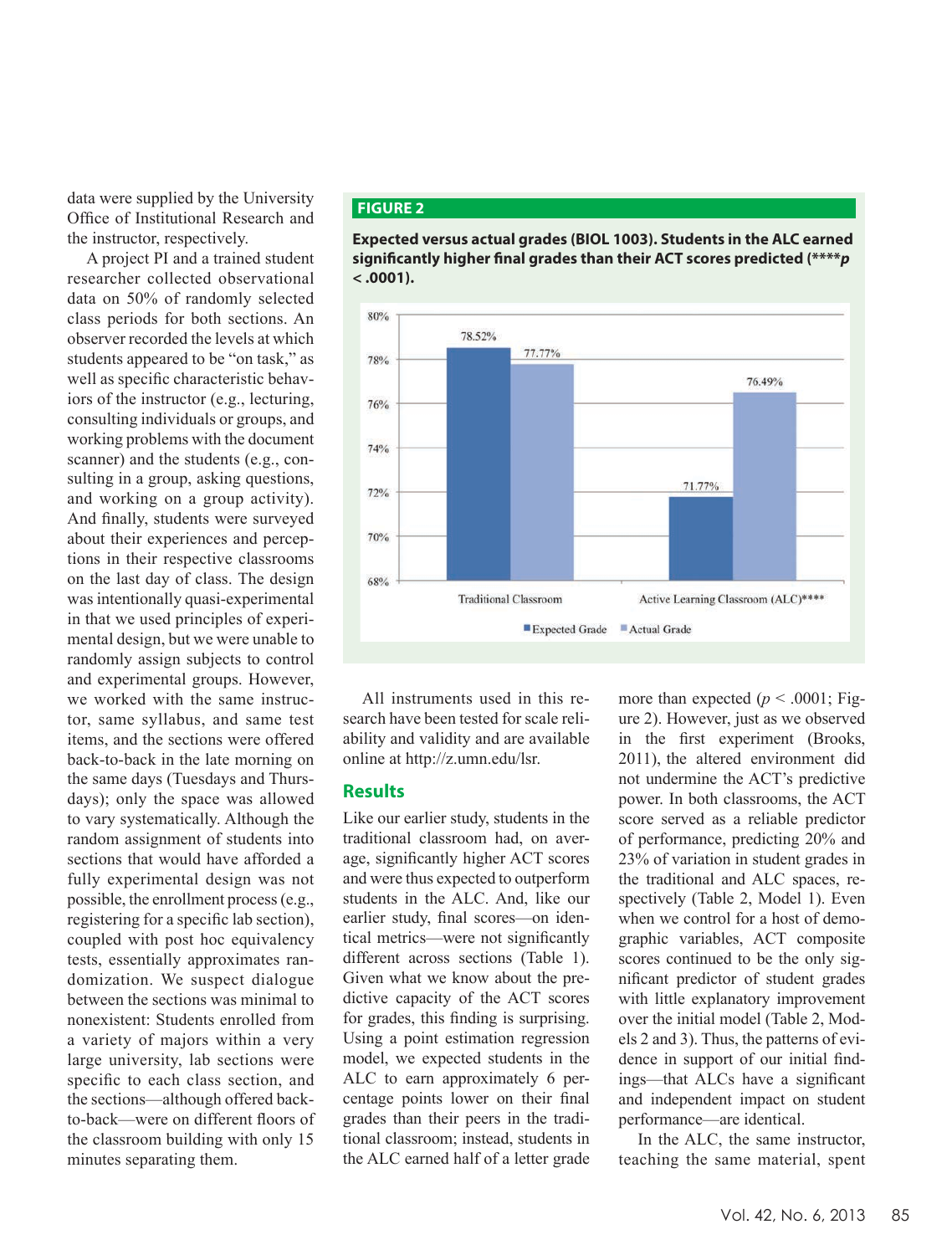data were supplied by the University Office of Institutional Research and the instructor, respectively.

A project PI and a trained student researcher collected observational data on 50% of randomly selected class periods for both sections. An observer recorded the levels at which students appeared to be "on task," as well as specific characteristic behaviors of the instructor (e.g., lecturing, consulting individuals or groups, and working problems with the document scanner) and the students (e.g., consulting in a group, asking questions, and working on a group activity). And finally, students were surveyed about their experiences and perceptions in their respective classrooms on the last day of class. The design was intentionally quasi-experimental in that we used principles of experimental design, but we were unable to randomly assign subjects to control and experimental groups. However, we worked with the same instructor, same syllabus, and same test items, and the sections were offered back-to-back in the late morning on the same days (Tuesdays and Thursdays); only the space was allowed to vary systematically. Although the random assignment of students into sections that would have afforded a fully experimental design was not possible, the enrollment process (e.g., registering for a specific lab section), coupled with post hoc equivalency tests, essentially approximates randomization. We suspect dialogue between the sections was minimal to nonexistent: Students enrolled from a variety of majors within a very large university, lab sections were specific to each class section, and the sections—although offered back-to-back—were on different floors of the classroom building with only 15 minutes separating them.

**FIGURE 2**

**Expected versus actual grades (BIOL 1003). Students in the ALC earned significantly higher final grades than their ACT scores predicted (\*\*\*\**p* < .0001).**

| | Expected Grade | Actual Grade |
|---|---|---|
| Traditional Classroom | 78.52% | 77.77% |
| Active Learning Classroom (ALC)**** | 71.77% | 76.49% |

All instruments used in this research have been tested for scale reliability and validity and are available online at http://z.umn.edu/lsr.

## Results

Like our earlier study, students in the traditional classroom had, on average, significantly higher ACT scores and were thus expected to outperform students in the ALC. And, like our earlier study, final scores—on identical metrics—were not significantly different across sections (Table 1). Given what we know about the predictive capacity of the ACT scores for grades, this finding is surprising. Using a point estimation regression model, we expected students in the ALC to earn approximately 6 percentage points lower on their final grades than their peers in the traditional classroom; instead, students in the ALC earned half of a letter grade more than expected ($p < .0001$; Figure 2). However, just as we observed in the first experiment (Brooks, 2011), the altered environment did not undermine the ACT's predictive power. In both classrooms, the ACT score served as a reliable predictor of performance, predicting 20% and 23% of variation in student grades in the traditional and ALC spaces, respectively (Table 2, Model 1). Even when we control for a host of demographic variables, ACT composite scores continued to be the only significant predictor of student grades with little explanatory improvement over the initial model (Table 2, Models 2 and 3). Thus, the patterns of evidence in support of our initial findings—that ALCs have a significant and independent impact on student performance—are identical.

In the ALC, the same instructor, teaching the same material, spent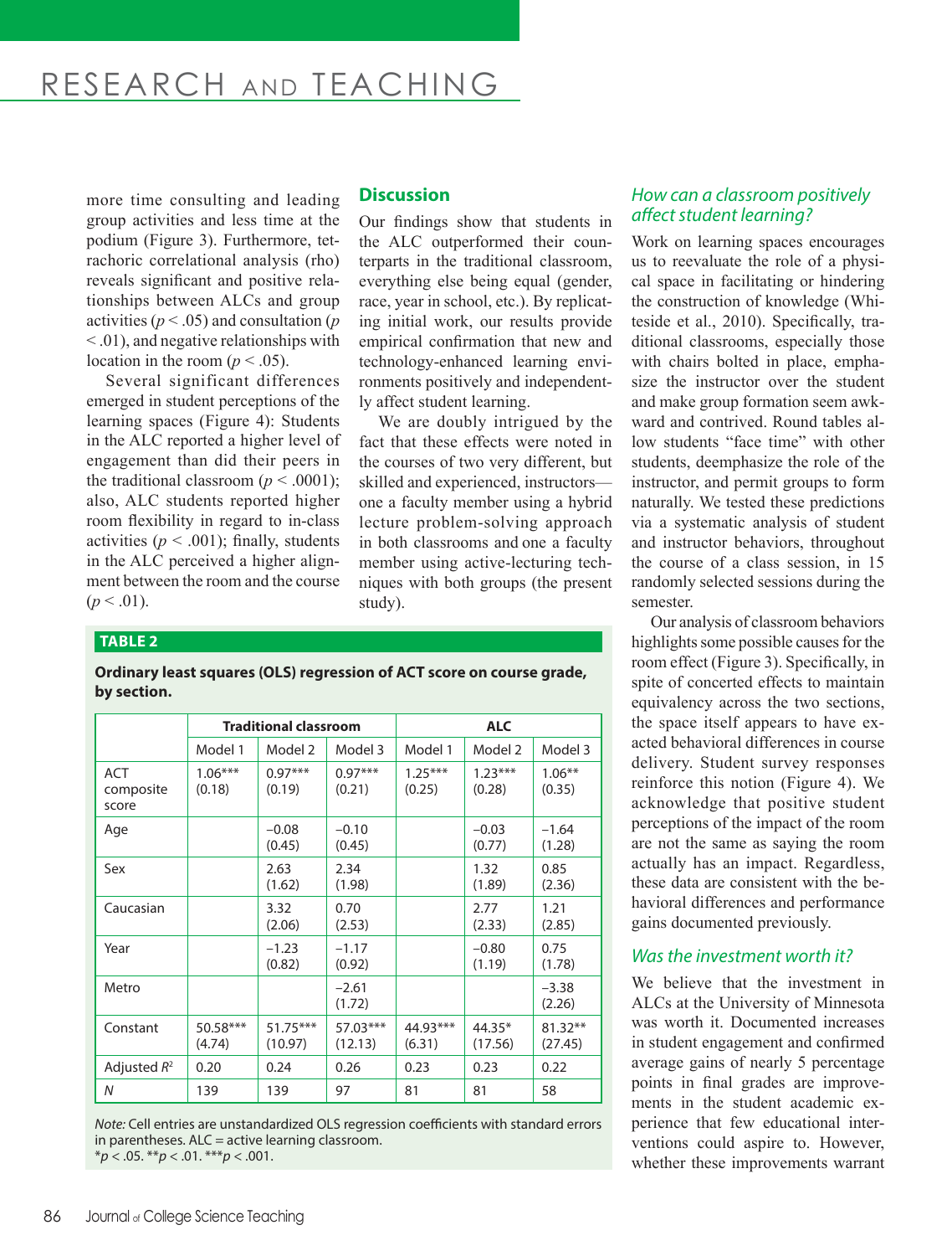more time consulting and leading group activities and less time at the podium (Figure 3). Furthermore, tetrachoric correlational analysis (rho) reveals significant and positive relationships between ALCs and group activities ($p < .05$) and consultation ($p < .01$), and negative relationships with location in the room ($p < .05$).

Several significant differences emerged in student perceptions of the learning spaces (Figure 4): Students in the ALC reported a higher level of engagement than did their peers in the traditional classroom ($p < .0001$); also, ALC students reported higher room flexibility in regard to in-class activities ($p < .001$); finally, students in the ALC perceived a higher alignment between the room and the course ($p < .01$).

## Discussion

Our findings show that students in the ALC outperformed their counterparts in the traditional classroom, everything else being equal (gender, race, year in school, etc.). By replicating initial work, our results provide empirical confirmation that new and technology-enhanced learning environments positively and independently affect student learning.

We are doubly intrigued by the fact that these effects were noted in the courses of two very different, but skilled and experienced, instructors—one a faculty member using a hybrid lecture problem-solving approach in both classrooms and one a faculty member using active-lecturing techniques with both groups (the present study).

**TABLE 2**

**Ordinary least squares (OLS) regression of ACT score on course grade, by section.**

| | Traditional classroom | | | ALC | | |
|---|---|---|---|---|---|---|
| | Model 1 | Model 2 | Model 3 | Model 1 | Model 2 | Model 3 |
| ACT composite score | 1.06*** (0.18) | 0.97*** (0.19) | 0.97*** (0.21) | 1.25*** (0.25) | 1.23*** (0.28) | 1.06** (0.35) |
| Age | | −0.08 (0.45) | −0.10 (0.45) | | −0.03 (0.77) | −1.64 (1.28) |
| Sex | | 2.63 (1.62) | 2.34 (1.98) | | 1.32 (1.89) | 0.85 (2.36) |
| Caucasian | | 3.32 (2.06) | 0.70 (2.53) | | 2.77 (2.33) | 1.21 (2.85) |
| Year | | −1.23 (0.82) | −1.17 (0.92) | | −0.80 (1.19) | 0.75 (1.78) |
| Metro | | | −2.61 (1.72) | | | −3.38 (2.26) |
| Constant | 50.58*** (4.74) | 51.75*** (10.97) | 57.03*** (12.13) | 44.93*** (6.31) | 44.35* (17.56) | 81.32** (27.45) |
| Adjusted $R^2$ | 0.20 | 0.24 | 0.26 | 0.23 | 0.23 | 0.22 |
| $N$ | 139 | 139 | 97 | 81 | 81 | 58 |

*Note:* Cell entries are unstandardized OLS regression coefficients with standard errors in parentheses. ALC = active learning classroom.
*$p < .05$. **$p < .01$. ***$p < .001$.

### *How can a classroom positively affect student learning?*

Work on learning spaces encourages us to reevaluate the role of a physical space in facilitating or hindering the construction of knowledge (Whiteside et al., 2010). Specifically, traditional classrooms, especially those with chairs bolted in place, emphasize the instructor over the student and make group formation seem awkward and contrived. Round tables allow students "face time" with other students, deemphasize the role of the instructor, and permit groups to form naturally. We tested these predictions via a systematic analysis of student and instructor behaviors, throughout the course of a class session, in 15 randomly selected sessions during the semester.

Our analysis of classroom behaviors highlights some possible causes for the room effect (Figure 3). Specifically, in spite of concerted effects to maintain equivalency across the two sections, the space itself appears to have exacted behavioral differences in course delivery. Student survey responses reinforce this notion (Figure 4). We acknowledge that positive student perceptions of the impact of the room are not the same as saying the room actually has an impact. Regardless, these data are consistent with the behavioral differences and performance gains documented previously.

### *Was the investment worth it?*

We believe that the investment in ALCs at the University of Minnesota was worth it. Documented increases in student engagement and confirmed average gains of nearly 5 percentage points in final grades are improvements in the student academic experience that few educational interventions could aspire to. However, whether these improvements warrant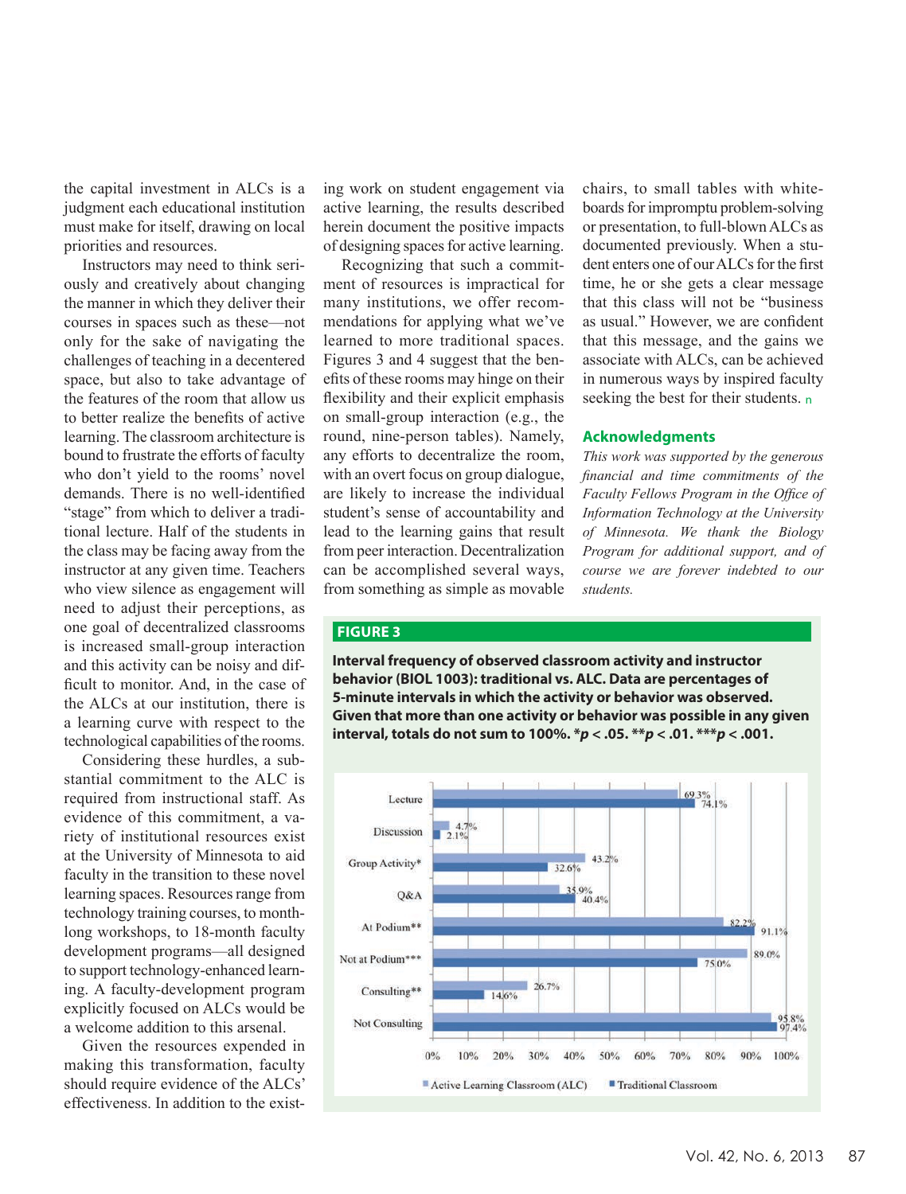the capital investment in ALCs is a judgment each educational institution must make for itself, drawing on local priorities and resources.

Instructors may need to think seriously and creatively about changing the manner in which they deliver their courses in spaces such as these—not only for the sake of navigating the challenges of teaching in a decentered space, but also to take advantage of the features of the room that allow us to better realize the benefits of active learning. The classroom architecture is bound to frustrate the efforts of faculty who don't yield to the rooms' novel demands. There is no well-identified "stage" from which to deliver a traditional lecture. Half of the students in the class may be facing away from the instructor at any given time. Teachers who view silence as engagement will need to adjust their perceptions, as one goal of decentralized classrooms is increased small-group interaction and this activity can be noisy and difficult to monitor. And, in the case of the ALCs at our institution, there is a learning curve with respect to the technological capabilities of the rooms.

Considering these hurdles, a substantial commitment to the ALC is required from instructional staff. As evidence of this commitment, a variety of institutional resources exist at the University of Minnesota to aid faculty in the transition to these novel learning spaces. Resources range from technology training courses, to month-long workshops, to 18-month faculty development programs—all designed to support technology-enhanced learning. A faculty-development program explicitly focused on ALCs would be a welcome addition to this arsenal.

Given the resources expended in making this transformation, faculty should require evidence of the ALCs' effectiveness. In addition to the existing work on student engagement via active learning, the results described herein document the positive impacts of designing spaces for active learning.

Recognizing that such a commitment of resources is impractical for many institutions, we offer recommendations for applying what we've learned to more traditional spaces. Figures 3 and 4 suggest that the benefits of these rooms may hinge on their flexibility and their explicit emphasis on small-group interaction (e.g., the round, nine-person tables). Namely, any efforts to decentralize the room, with an overt focus on group dialogue, are likely to increase the individual student's sense of accountability and lead to the learning gains that result from peer interaction. Decentralization can be accomplished several ways, from something as simple as movable chairs, to small tables with whiteboards for impromptu problem-solving or presentation, to full-blown ALCs as documented previously. When a student enters one of our ALCs for the first time, he or she gets a clear message that this class will not be "business as usual." However, we are confident that this message, and the gains we associate with ALCs, can be achieved in numerous ways by inspired faculty seeking the best for their students. ■

## Acknowledgments

*This work was supported by the generous financial and time commitments of the Faculty Fellows Program in the Office of Information Technology at the University of Minnesota. We thank the Biology Program for additional support, and of course we are forever indebted to our students.*

**FIGURE 3**

**Interval frequency of observed classroom activity and instructor behavior (BIOL 1003): traditional vs. ALC. Data are percentages of 5-minute intervals in which the activity or behavior was observed. Given that more than one activity or behavior was possible in any given interval, totals do not sum to 100%. \*$p < .05$. \*\*$p < .01$. \*\*\*$p < .001$.**

| Activity/Behavior | Active Learning Classroom (ALC) | Traditional Classroom |
|---|---|---|
| Lecture | 69.3% | 74.1% |
| Discussion | 4.7% | 2.1% |
| Group Activity* | 43.2% | 32.6% |
| Q&A | 35.9% | 40.4% |
| At Podium** | 82.2% | 91.1% |
| Not at Podium*** | 89.0% | 75.0% |
| Consulting** | 26.7% | 14.6% |
| Not Consulting | 95.8% | 97.4% |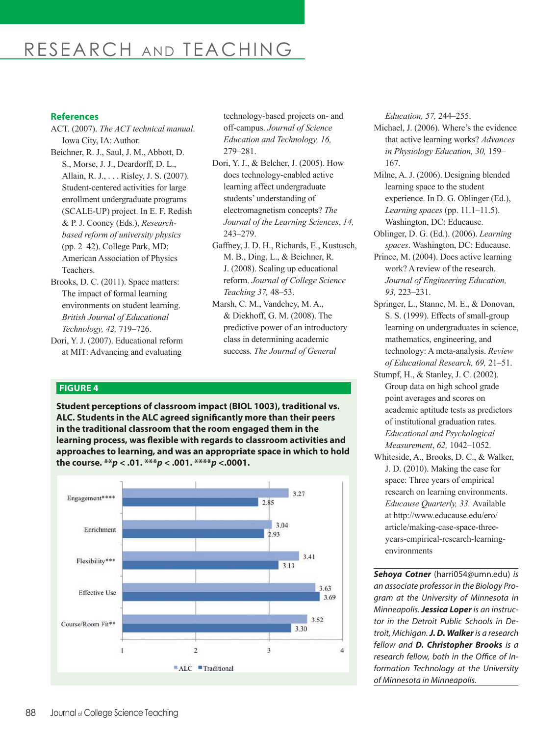## References

ACT. (2007). *The ACT technical manual*. Iowa City, IA: Author.

Beichner, R. J., Saul, J. M., Abbott, D. S., Morse, J. J., Deardorff, D. L., Allain, R. J., . . . Risley, J. S. (2007). Student-centered activities for large enrollment undergraduate programs (SCALE-UP) project. In E. F. Redish & P. J. Cooney (Eds.), *Research-based reform of university physics* (pp. 2–42). College Park, MD: American Association of Physics Teachers.

Brooks, D. C. (2011). Space matters: The impact of formal learning environments on student learning. *British Journal of Educational Technology, 42,* 719–726.

Dori, Y. J. (2007). Educational reform at MIT: Advancing and evaluating technology-based projects on- and off-campus. *Journal of Science Education and Technology, 16,* 279–281.

Dori, Y. J., & Belcher, J. (2005). How does technology-enabled active learning affect undergraduate students' understanding of electromagnetism concepts? *The Journal of the Learning Sciences*, *14,* 243–279.

Gaffney, J. D. H., Richards, E., Kustusch, M. B., Ding, L., & Beichner, R. J. (2008). Scaling up educational reform. *Journal of College Science Teaching 37,* 48–53.

Marsh, C. M., Vandehey, M. A., & Diekhoff, G. M. (2008). The predictive power of an introductory class in determining academic success. *The Journal of General Education, 57,* 244–255.

Michael, J. (2006). Where's the evidence that active learning works? *Advances in Physiology Education, 30,* 159–167.

Milne, A. J. (2006). Designing blended learning space to the student experience. In D. G. Oblinger (Ed.), *Learning spaces* (pp. 11.1–11.5). Washington, DC: Educause.

Oblinger, D. G. (Ed.). (2006). *Learning spaces*. Washington, DC: Educause.

Prince, M. (2004). Does active learning work? A review of the research. *Journal of Engineering Education, 93,* 223–231.

Springer, L., Stanne, M. E., & Donovan, S. S. (1999). Effects of small-group learning on undergraduates in science, mathematics, engineering, and technology: A meta-analysis. *Review of Educational Research, 69,* 21–51.

Stumpf, H., & Stanley, J. C. (2002). Group data on high school grade point averages and scores on academic aptitude tests as predictors of institutional graduation rates. *Educational and Psychological Measurement*, *62,* 1042–1052.

Whiteside, A., Brooks, D. C., & Walker, J. D. (2010). Making the case for space: Three years of empirical research on learning environments. *Educause Quarterly, 33.* Available at http://www.educause.edu/ero/article/making-case-space-three-years-empirical-research-learning-environments

**FIGURE 4**

**Student perceptions of classroom impact (BIOL 1003), traditional vs. ALC. Students in the ALC agreed significantly more than their peers in the traditional classroom that the room engaged them in the learning process, was flexible with regards to classroom activities and approaches to learning, and was an appropriate space in which to hold the course. \*\*$p < .01$. \*\*\*$p < .001$. \*\*\*\*$p < .0001$.**

Engagement****
3.27
2.85

Enrichment
3.04
2.93

Flexibility***
3.41
3.13

Effective Use
3.63
3.69

Course/Room Fit**
3.52
3.30

1 2 3 4

ALC Traditional

***Sehoya Cotner*** *(harri054@umn.edu) is an associate professor in the Biology Program at the University of Minnesota in Minneapolis.* ***Jessica Loper*** *is an instructor in the Detroit Public Schools in Detroit, Michigan.* ***J. D. Walker*** *is a research fellow and* ***D. Christopher Brooks*** *is a research fellow, both in the Office of Information Technology at the University of Minnesota in Minneapolis.*